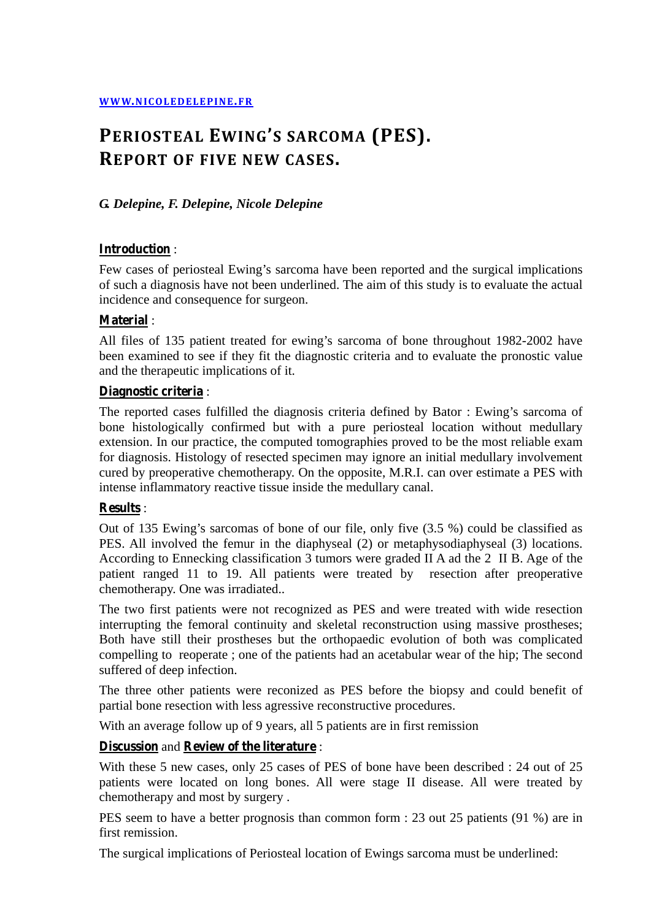[WWW.NICOLEDELEPINE.FR](http://www.nicoledelepine.fr)

# PERIOSTEAL EWING'S SARCOMA (PES). REPORT OF FIVE NEW CASES.

*G. Delepine, F. Delepine, Nicole Delepine*

**Introduction** :

Few cases of periosteal Ewing's sarcoma have been reported and the surgical implications of such a diagnosis have not been underlined. The aim of this study is to evaluate the actual incidence and consequence for surgeon.

**Material** :

All files of 135 patient treated for ewing's sarcoma of bone throughout 1982-2002 have been examined to see if they fit the diagnostic criteria and to evaluate the pronostic value and the therapeutic implications of it.

**Diagnostic criteria** :

The reported cases fulfilled the diagnosis criteria defined by Bator : Ewing's sarcoma of bone histologically confirmed but with a pure periosteal location without medullary extension. In our practice, the computed tomographies proved to be the most reliable exam for diagnosis. Histology of resected specimen may ignore an initial medullary involvement cured by preoperative chemotherapy. On the opposite, M.R.I. can over estimate a PES with intense inflammatory reactive tissue inside the medullary canal.

**Results** :

Out of 135 Ewing's sarcomas of bone of our file, only five (3.5 %) could be classified as PES. All involved the femur in the diaphyseal (2) or metaphysodiaphyseal (3) locations. According to Ennecking classification 3 tumors were graded II A ad the 2 II B. Age of the patient ranged 11 to 19. All patients were treated by resection after preoperative chemotherapy. One was irradiated..

The two first patients were not recognized as PES and were treated with wide resection interrupting the femoral continuity and skeletal reconstruction using massive prostheses; Both have still their prostheses but the orthopaedic evolution of both was complicated compelling to reoperate ; one of the patients had an acetabular wear of the hip; The second suffered of deep infection.

The three other patients were reconized as PES before the biopsy and could benefit of partial bone resection with less agressive reconstructive procedures.

With an average follow up of 9 years, all 5 patients are in first remission

**Discussion** and **Review of the literature** :

With these 5 new cases, only 25 cases of PES of bone have been described : 24 out of 25 patients were located on long bones. All were stage II disease. All were treated by chemotherapy and most by surgery .

PES seem to have a better prognosis than common form : 23 out 25 patients (91 %) are in first remission.

The surgical implications of Periosteal location of Ewings sarcoma must be underlined: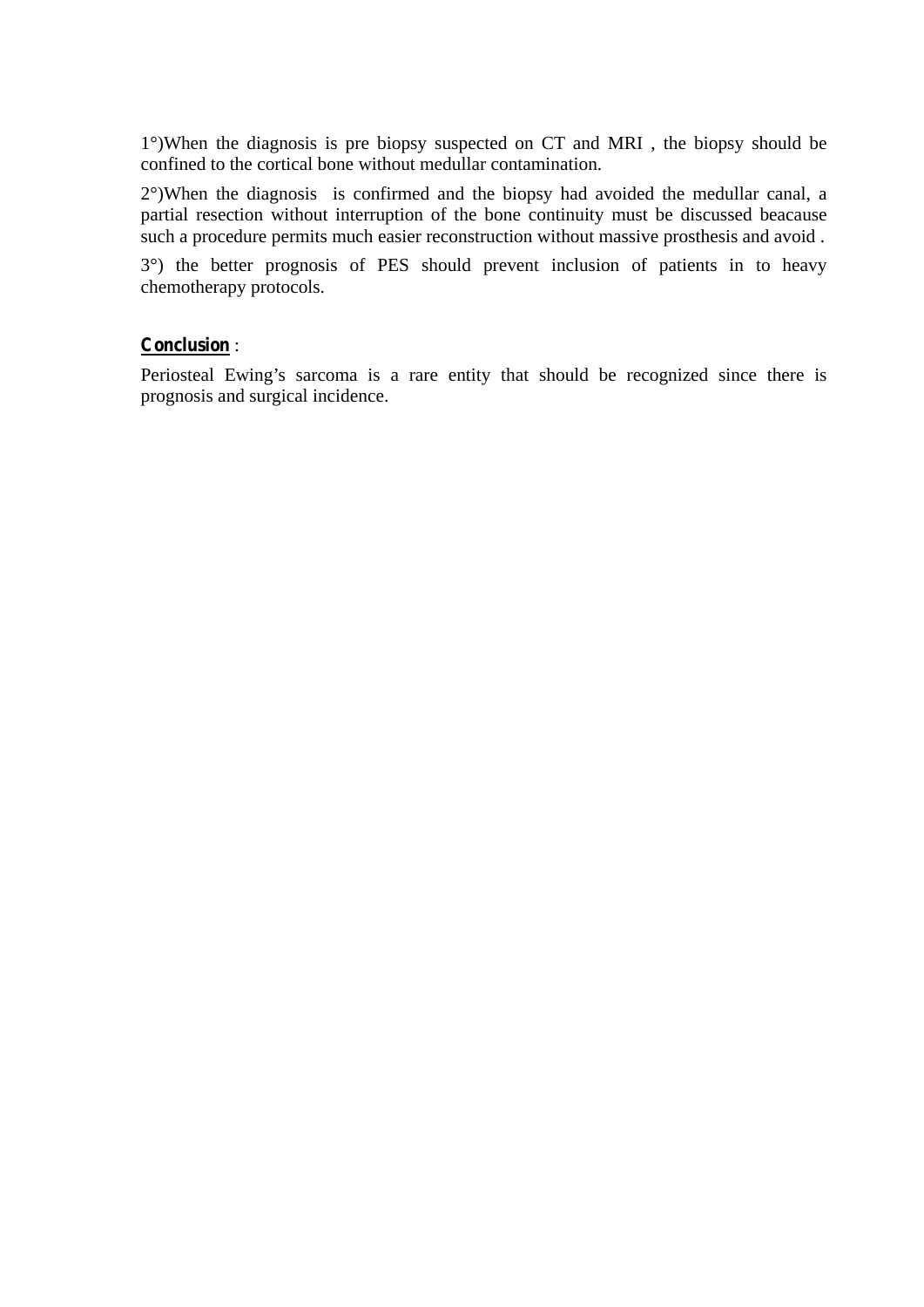1°)When the diagnosis is pre biopsy suspected on CT and MRI , the biopsy should be confined to the cortical bone without medullar contamination.

2°)When the diagnosis  is confirmed and the biopsy had avoided the medullar canal, a partial resection without interruption of the bone continuity must be discussed beacause such a procedure permits much easier reconstruction without massive prosthesis and avoid .

3°) the better prognosis of PES should prevent inclusion of patients in to heavy chemotherapy protocols.

**Conclusion** :

Periosteal Ewing's sarcoma is a rare entity that should be recognized since there is prognosis and surgical incidence.